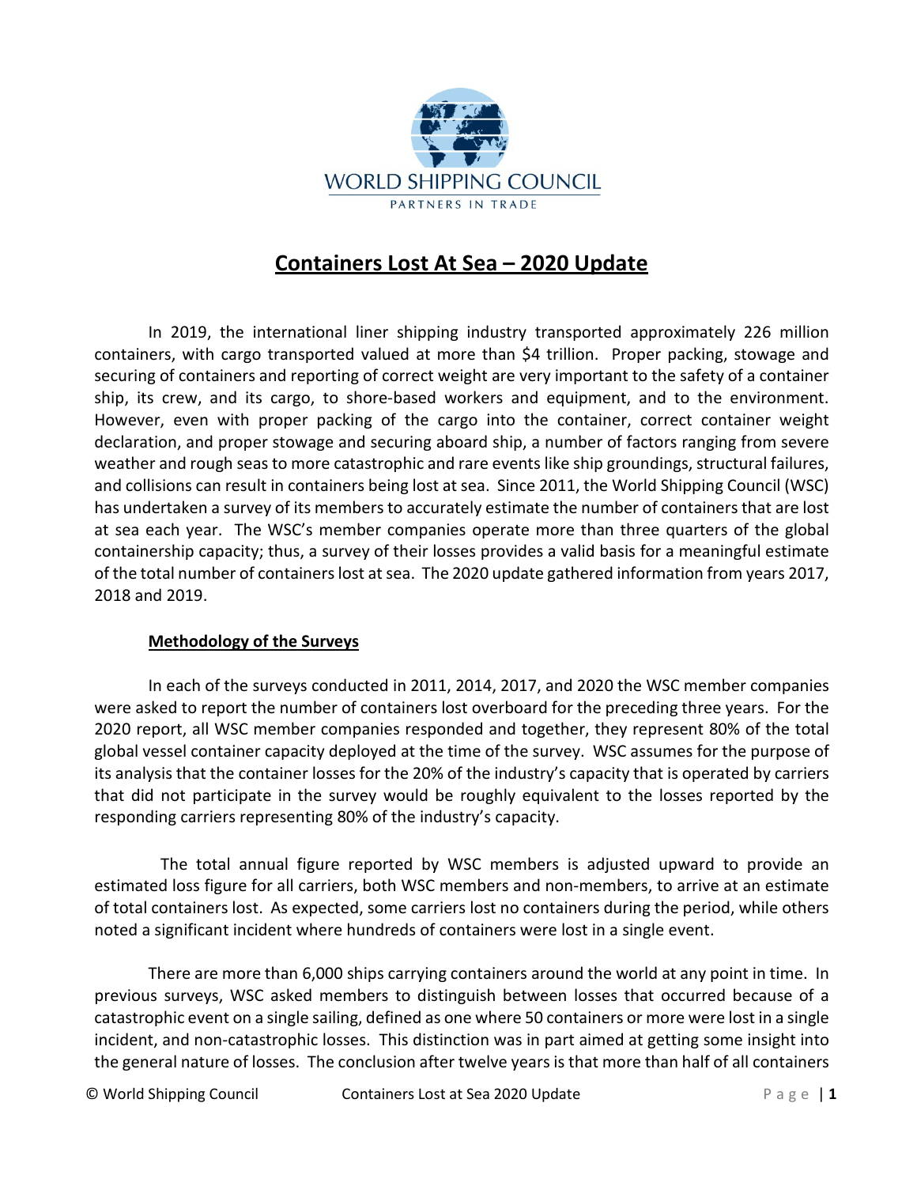WORLD SHIPPING COUNCIL

PARTNERS IN TRADE

# Containers Lost At Sea – 2020 Update

In 2019, the international liner shipping industry transported approximately 226 million containers, with cargo transported valued at more than $4 trillion. Proper packing, stowage and securing of containers and reporting of correct weight are very important to the safety of a container ship, its crew, and its cargo, to shore-based workers and equipment, and to the environment. However, even with proper packing of the cargo into the container, correct container weight declaration, and proper stowage and securing aboard ship, a number of factors ranging from severe weather and rough seas to more catastrophic and rare events like ship groundings, structural failures, and collisions can result in containers being lost at sea. Since 2011, the World Shipping Council (WSC) has undertaken a survey of its members to accurately estimate the number of containers that are lost at sea each year. The WSC's member companies operate more than three quarters of the global containership capacity; thus, a survey of their losses provides a valid basis for a meaningful estimate of the total number of containers lost at sea. The 2020 update gathered information from years 2017, 2018 and 2019.

## Methodology of the Surveys

In each of the surveys conducted in 2011, 2014, 2017, and 2020 the WSC member companies were asked to report the number of containers lost overboard for the preceding three years. For the 2020 report, all WSC member companies responded and together, they represent 80% of the total global vessel container capacity deployed at the time of the survey. WSC assumes for the purpose of its analysis that the container losses for the 20% of the industry's capacity that is operated by carriers that did not participate in the survey would be roughly equivalent to the losses reported by the responding carriers representing 80% of the industry's capacity.

The total annual figure reported by WSC members is adjusted upward to provide an estimated loss figure for all carriers, both WSC members and non-members, to arrive at an estimate of total containers lost. As expected, some carriers lost no containers during the period, while others noted a significant incident where hundreds of containers were lost in a single event.

There are more than 6,000 ships carrying containers around the world at any point in time. In previous surveys, WSC asked members to distinguish between losses that occurred because of a catastrophic event on a single sailing, defined as one where 50 containers or more were lost in a single incident, and non-catastrophic losses. This distinction was in part aimed at getting some insight into the general nature of losses. The conclusion after twelve years is that more than half of all containers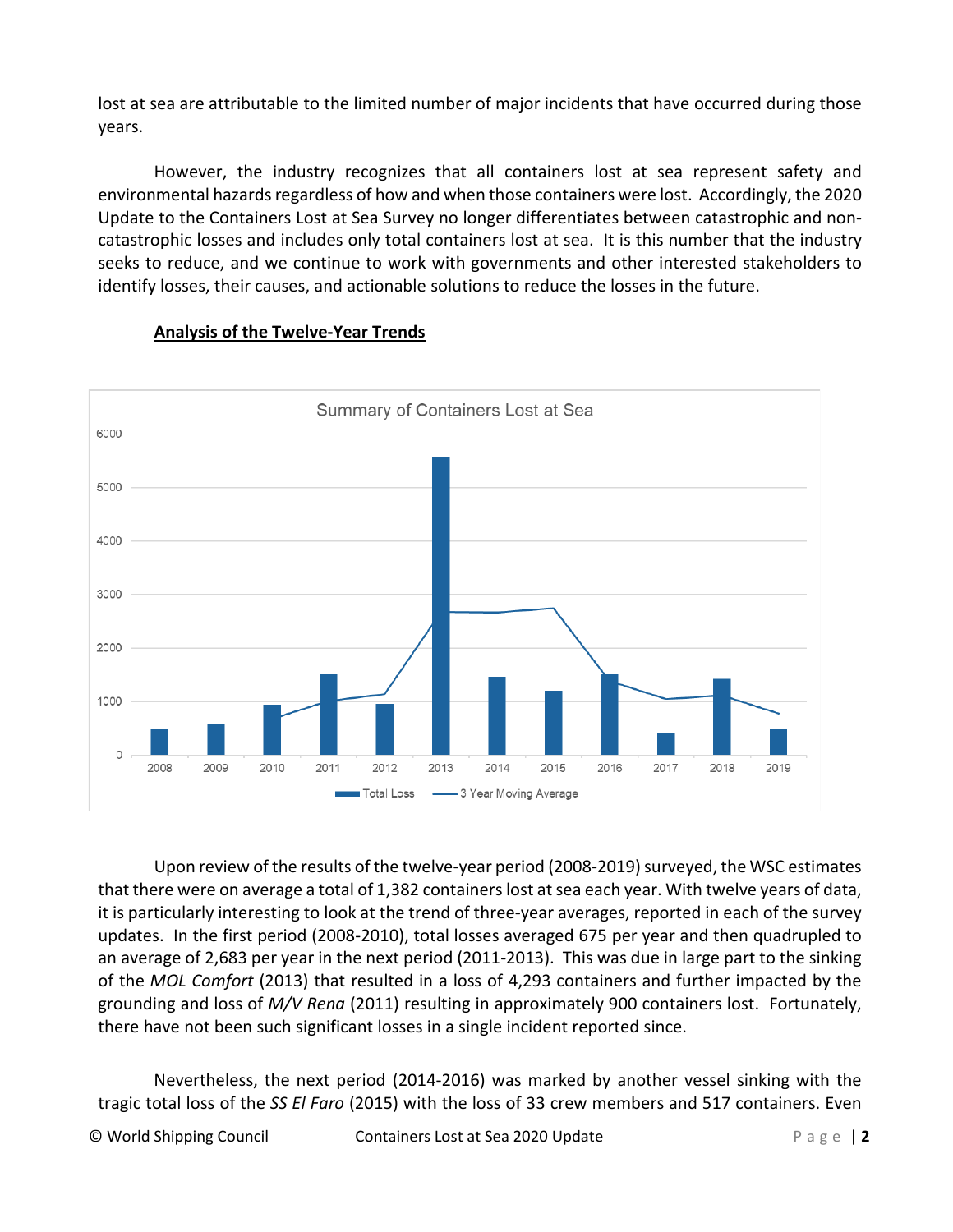lost at sea are attributable to the limited number of major incidents that have occurred during those years.

However, the industry recognizes that all containers lost at sea represent safety and environmental hazards regardless of how and when those containers were lost. Accordingly, the 2020 Update to the Containers Lost at Sea Survey no longer differentiates between catastrophic and non-catastrophic losses and includes only total containers lost at sea. It is this number that the industry seeks to reduce, and we continue to work with governments and other interested stakeholders to identify losses, their causes, and actionable solutions to reduce the losses in the future.

## Analysis of the Twelve-Year Trends

Summary of Containers Lost at Sea

Upon review of the results of the twelve-year period (2008-2019) surveyed, the WSC estimates that there were on average a total of 1,382 containers lost at sea each year. With twelve years of data, it is particularly interesting to look at the trend of three-year averages, reported in each of the survey updates. In the first period (2008-2010), total losses averaged 675 per year and then quadrupled to an average of 2,683 per year in the next period (2011-2013). This was due in large part to the sinking of the *MOL Comfort* (2013) that resulted in a loss of 4,293 containers and further impacted by the grounding and loss of *M/V Rena* (2011) resulting in approximately 900 containers lost. Fortunately, there have not been such significant losses in a single incident reported since.

Nevertheless, the next period (2014-2016) was marked by another vessel sinking with the tragic total loss of the *SS El Faro* (2015) with the loss of 33 crew members and 517 containers. Even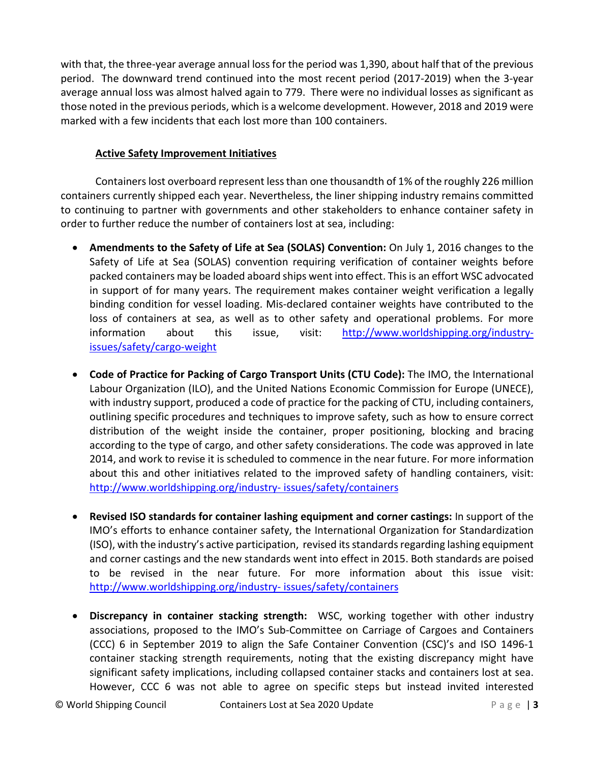with that, the three-year average annual loss for the period was 1,390, about half that of the previous period. The downward trend continued into the most recent period (2017-2019) when the 3-year average annual loss was almost halved again to 779. There were no individual losses as significant as those noted in the previous periods, which is a welcome development. However, 2018 and 2019 were marked with a few incidents that each lost more than 100 containers.

## Active Safety Improvement Initiatives

Containers lost overboard represent less than one thousandth of 1% of the roughly 226 million containers currently shipped each year. Nevertheless, the liner shipping industry remains committed to continuing to partner with governments and other stakeholders to enhance container safety in order to further reduce the number of containers lost at sea, including:

- **Amendments to the Safety of Life at Sea (SOLAS) Convention:** On July 1, 2016 changes to the Safety of Life at Sea (SOLAS) convention requiring verification of container weights before packed containers may be loaded aboard ships went into effect. This is an effort WSC advocated in support of for many years. The requirement makes container weight verification a legally binding condition for vessel loading. Mis-declared container weights have contributed to the loss of containers at sea, as well as to other safety and operational problems. For more information about this issue, visit: http://www.worldshipping.org/industry-issues/safety/cargo-weight

- **Code of Practice for Packing of Cargo Transport Units (CTU Code):** The IMO, the International Labour Organization (ILO), and the United Nations Economic Commission for Europe (UNECE), with industry support, produced a code of practice for the packing of CTU, including containers, outlining specific procedures and techniques to improve safety, such as how to ensure correct distribution of the weight inside the container, proper positioning, blocking and bracing according to the type of cargo, and other safety considerations. The code was approved in late 2014, and work to revise it is scheduled to commence in the near future. For more information about this and other initiatives related to the improved safety of handling containers, visit: http://www.worldshipping.org/industry- issues/safety/containers

- **Revised ISO standards for container lashing equipment and corner castings:** In support of the IMO's efforts to enhance container safety, the International Organization for Standardization (ISO), with the industry's active participation, revised its standards regarding lashing equipment and corner castings and the new standards went into effect in 2015. Both standards are poised to be revised in the near future. For more information about this issue visit: http://www.worldshipping.org/industry- issues/safety/containers

- **Discrepancy in container stacking strength:** WSC, working together with other industry associations, proposed to the IMO's Sub-Committee on Carriage of Cargoes and Containers (CCC) 6 in September 2019 to align the Safe Container Convention (CSC)'s and ISO 1496-1 container stacking strength requirements, noting that the existing discrepancy might have significant safety implications, including collapsed container stacks and containers lost at sea. However, CCC 6 was not able to agree on specific steps but instead invited interested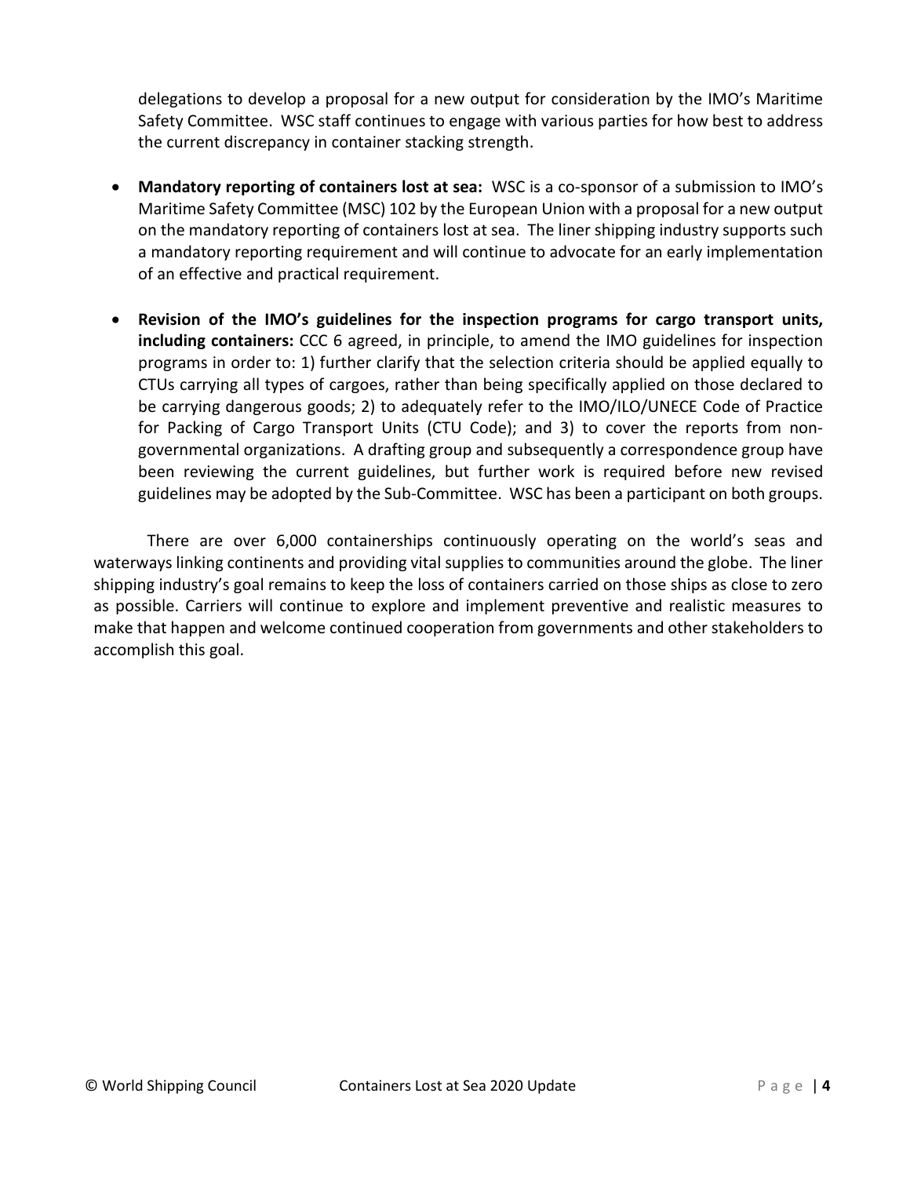delegations to develop a proposal for a new output for consideration by the IMO's Maritime Safety Committee. WSC staff continues to engage with various parties for how best to address the current discrepancy in container stacking strength.

- **Mandatory reporting of containers lost at sea:** WSC is a co-sponsor of a submission to IMO's Maritime Safety Committee (MSC) 102 by the European Union with a proposal for a new output on the mandatory reporting of containers lost at sea. The liner shipping industry supports such a mandatory reporting requirement and will continue to advocate for an early implementation of an effective and practical requirement.

- **Revision of the IMO's guidelines for the inspection programs for cargo transport units, including containers:** CCC 6 agreed, in principle, to amend the IMO guidelines for inspection programs in order to: 1) further clarify that the selection criteria should be applied equally to CTUs carrying all types of cargoes, rather than being specifically applied on those declared to be carrying dangerous goods; 2) to adequately refer to the IMO/ILO/UNECE Code of Practice for Packing of Cargo Transport Units (CTU Code); and 3) to cover the reports from non-governmental organizations. A drafting group and subsequently a correspondence group have been reviewing the current guidelines, but further work is required before new revised guidelines may be adopted by the Sub-Committee. WSC has been a participant on both groups.

There are over 6,000 containerships continuously operating on the world's seas and waterways linking continents and providing vital supplies to communities around the globe. The liner shipping industry's goal remains to keep the loss of containers carried on those ships as close to zero as possible. Carriers will continue to explore and implement preventive and realistic measures to make that happen and welcome continued cooperation from governments and other stakeholders to accomplish this goal.